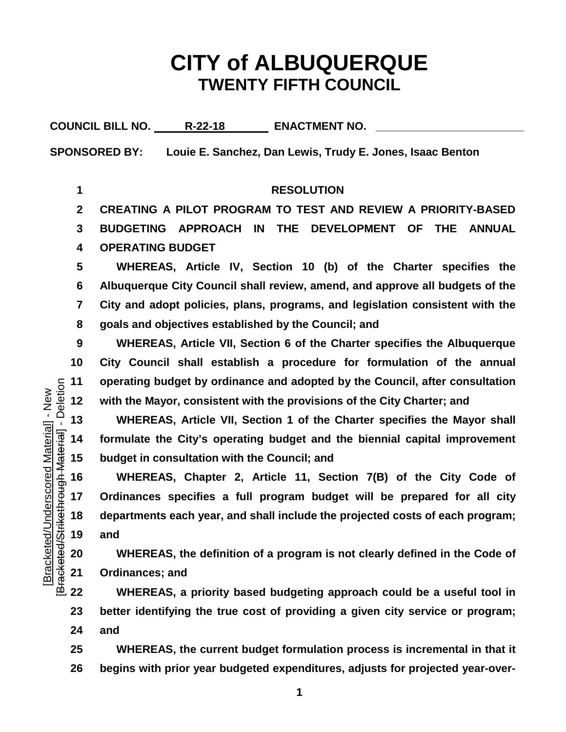# CITY of ALBUQUERQUE
## TWENTY FIFTH COUNCIL

**COUNCIL BILL NO.** R-22-18 **ENACTMENT NO.** ____________

**SPONSORED BY:** Louie E. Sanchez, Dan Lewis, Trudy E. Jones, Isaac Benton

**RESOLUTION**

**CREATING A PILOT PROGRAM TO TEST AND REVIEW A PRIORITY-BASED BUDGETING APPROACH IN THE DEVELOPMENT OF THE ANNUAL OPERATING BUDGET**

**WHEREAS, Article IV, Section 10 (b) of the Charter specifies the Albuquerque City Council shall review, amend, and approve all budgets of the City and adopt policies, plans, programs, and legislation consistent with the goals and objectives established by the Council; and**

**WHEREAS, Article VII, Section 6 of the Charter specifies the Albuquerque City Council shall establish a procedure for formulation of the annual operating budget by ordinance and adopted by the Council, after consultation with the Mayor, consistent with the provisions of the City Charter; and**

**WHEREAS, Article VII, Section 1 of the Charter specifies the Mayor shall formulate the City's operating budget and the biennial capital improvement budget in consultation with the Council; and**

**WHEREAS, Chapter 2, Article 11, Section 7(B) of the City Code of Ordinances specifies a full program budget will be prepared for all city departments each year, and shall include the projected costs of each program; and**

**WHEREAS, the definition of a program is not clearly defined in the Code of Ordinances; and**

**WHEREAS, a priority based budgeting approach could be a useful tool in better identifying the true cost of providing a given city service or program; and**

**WHEREAS, the current budget formulation process is incremental in that it begins with prior year budgeted expenditures, adjusts for projected year-over-**

[Bracketed/Underscored Material] - New
[Bracketed/Strikethrough Material] - Deletion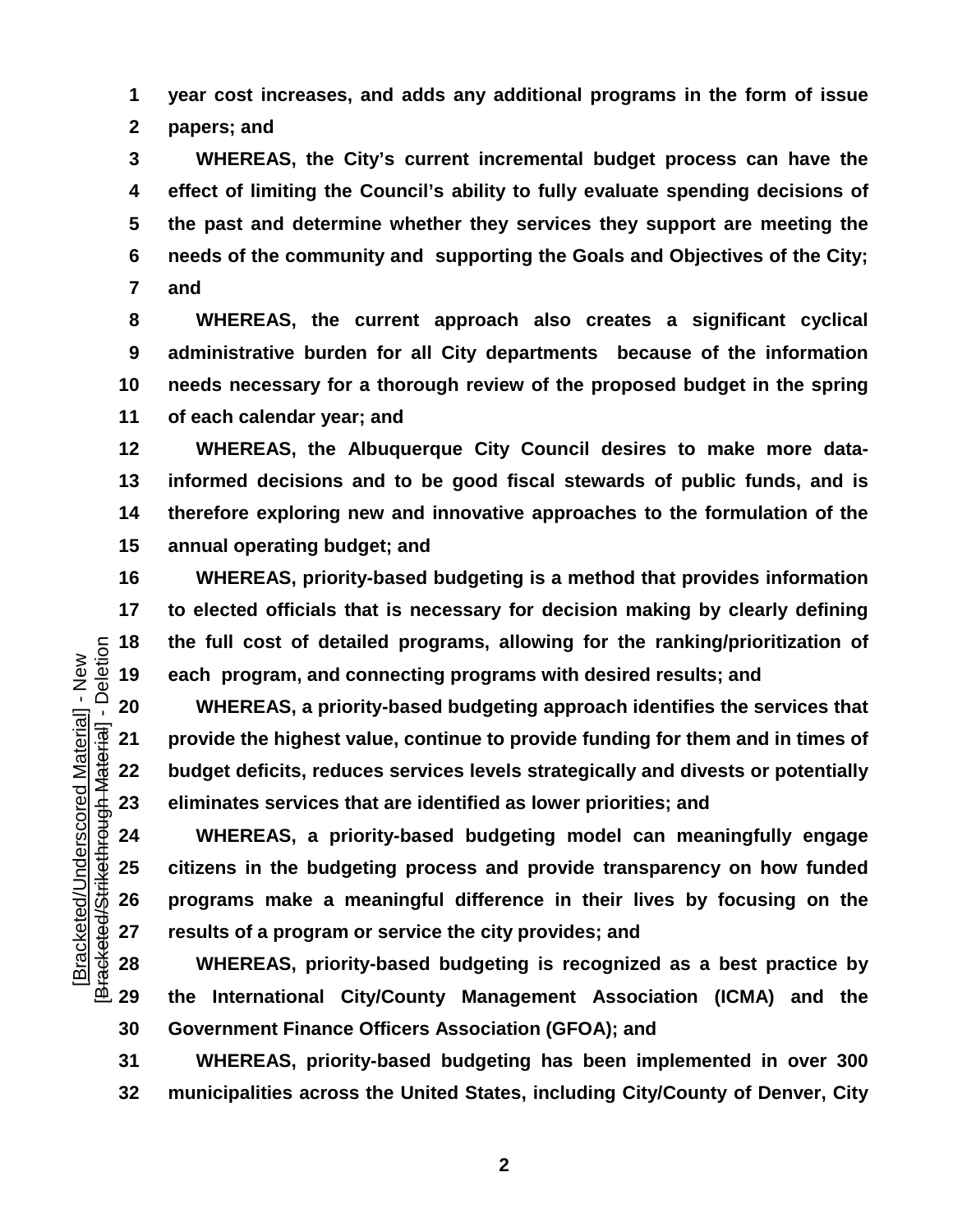**year cost increases, and adds any additional programs in the form of issue papers; and**

**WHEREAS, the City's current incremental budget process can have the effect of limiting the Council's ability to fully evaluate spending decisions of the past and determine whether they services they support are meeting the needs of the community and supporting the Goals and Objectives of the City; and**

**WHEREAS, the current approach also creates a significant cyclical administrative burden for all City departments because of the information needs necessary for a thorough review of the proposed budget in the spring of each calendar year; and**

**WHEREAS, the Albuquerque City Council desires to make more data-informed decisions and to be good fiscal stewards of public funds, and is therefore exploring new and innovative approaches to the formulation of the annual operating budget; and**

**WHEREAS, priority-based budgeting is a method that provides information to elected officials that is necessary for decision making by clearly defining the full cost of detailed programs, allowing for the ranking/prioritization of each program, and connecting programs with desired results; and**

**WHEREAS, a priority-based budgeting approach identifies the services that provide the highest value, continue to provide funding for them and in times of budget deficits, reduces services levels strategically and divests or potentially eliminates services that are identified as lower priorities; and**

**WHEREAS, a priority-based budgeting model can meaningfully engage citizens in the budgeting process and provide transparency on how funded programs make a meaningful difference in their lives by focusing on the results of a program or service the city provides; and**

**WHEREAS, priority-based budgeting is recognized as a best practice by the International City/County Management Association (ICMA) and the Government Finance Officers Association (GFOA); and**

**WHEREAS, priority-based budgeting has been implemented in over 300 municipalities across the United States, including City/County of Denver, City**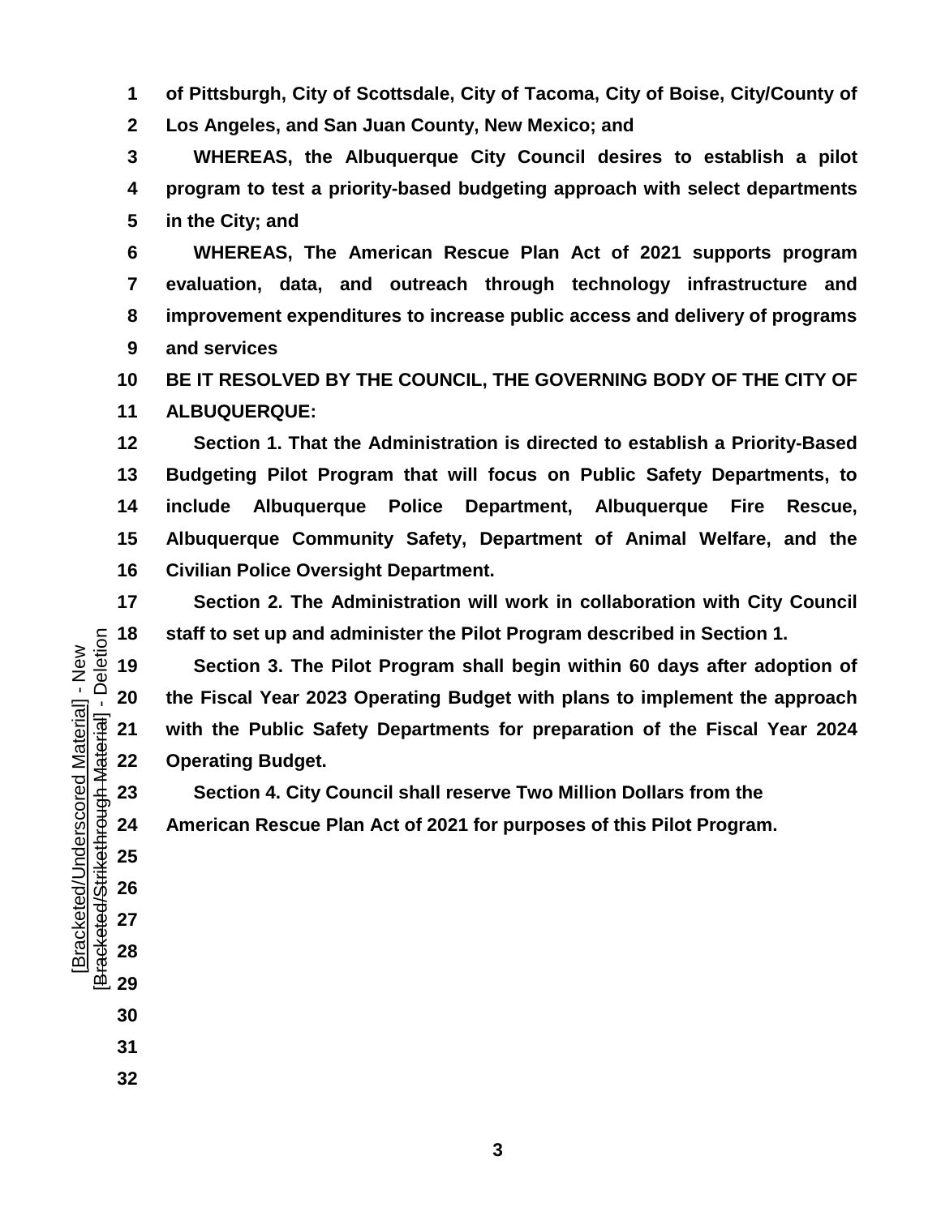**of Pittsburgh, City of Scottsdale, City of Tacoma, City of Boise, City/County of Los Angeles, and San Juan County, New Mexico; and**

**WHEREAS, the Albuquerque City Council desires to establish a pilot program to test a priority-based budgeting approach with select departments in the City; and**

**WHEREAS, The American Rescue Plan Act of 2021 supports program evaluation, data, and outreach through technology infrastructure and improvement expenditures to increase public access and delivery of programs and services**

**BE IT RESOLVED BY THE COUNCIL, THE GOVERNING BODY OF THE CITY OF ALBUQUERQUE:**

**Section 1. That the Administration is directed to establish a Priority-Based Budgeting Pilot Program that will focus on Public Safety Departments, to include Albuquerque Police Department, Albuquerque Fire Rescue, Albuquerque Community Safety, Department of Animal Welfare, and the Civilian Police Oversight Department.**

**Section 2. The Administration will work in collaboration with City Council staff to set up and administer the Pilot Program described in Section 1.**

**Section 3. The Pilot Program shall begin within 60 days after adoption of the Fiscal Year 2023 Operating Budget with plans to implement the approach with the Public Safety Departments for preparation of the Fiscal Year 2024 Operating Budget.**

**Section 4. City Council shall reserve Two Million Dollars from the American Rescue Plan Act of 2021 for purposes of this Pilot Program.**

[Bracketed/Underscored Material] - New
[Bracketed/Strikethrough Material] - Deletion